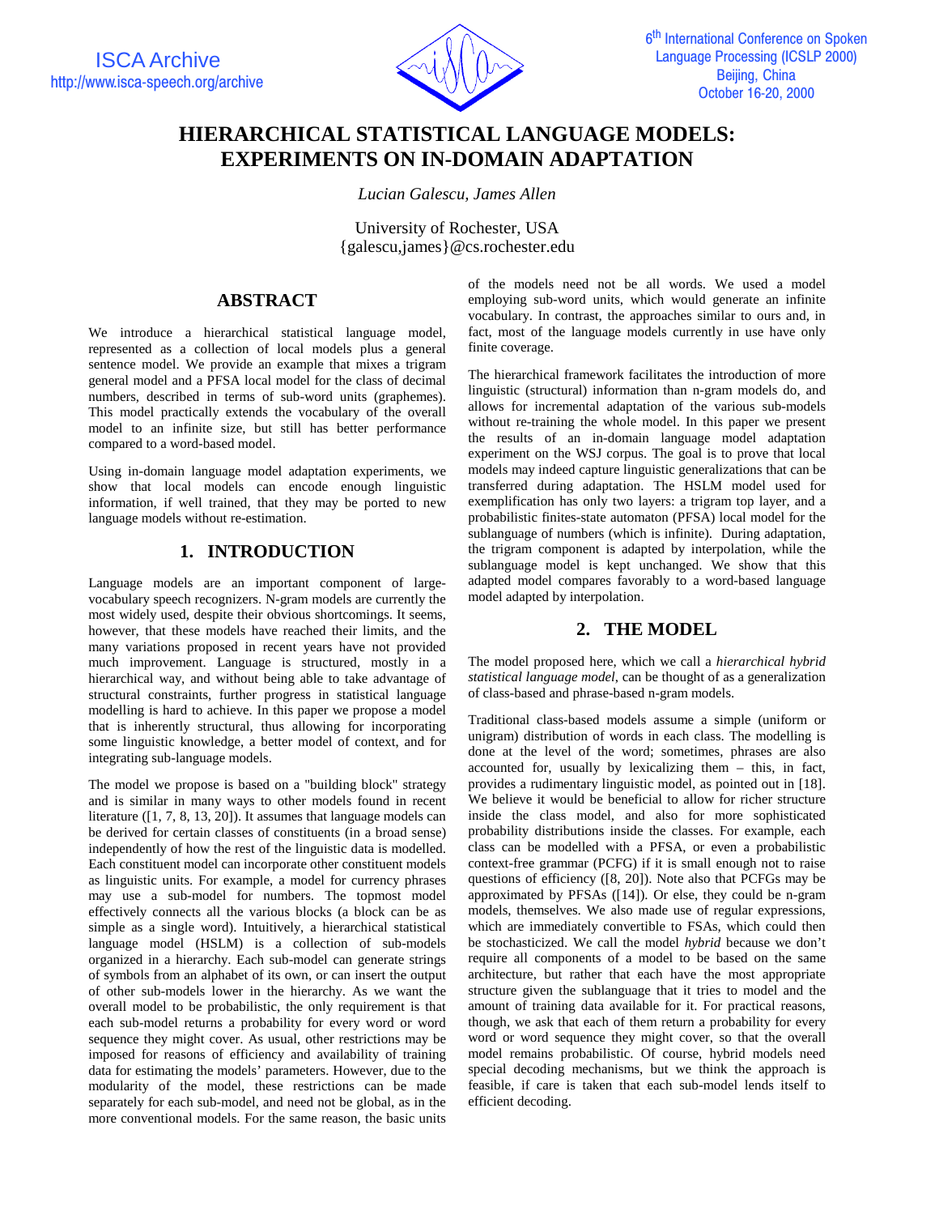# HIERARCHICAL STATISTICAL LANGUAGE MODELS: EXPERIMENTS ON IN-DOMAIN ADAPTATION

*Lucian Galescu, James Allen*

University of Rochester, USA
{galescu,james}@cs.rochester.edu

## ABSTRACT

We introduce a hierarchical statistical language model, represented as a collection of local models plus a general sentence model. We provide an example that mixes a trigram general model and a PFSA local model for the class of decimal numbers, described in terms of sub-word units (graphemes). This model practically extends the vocabulary of the overall model to an infinite size, but still has better performance compared to a word-based model.

Using in-domain language model adaptation experiments, we show that local models can encode enough linguistic information, if well trained, that they may be ported to new language models without re-estimation.

## 1. INTRODUCTION

Language models are an important component of large-vocabulary speech recognizers. N-gram models are currently the most widely used, despite their obvious shortcomings. It seems, however, that these models have reached their limits, and the many variations proposed in recent years have not provided much improvement. Language is structured, mostly in a hierarchical way, and without being able to take advantage of structural constraints, further progress in statistical language modelling is hard to achieve. In this paper we propose a model that is inherently structural, thus allowing for incorporating some linguistic knowledge, a better model of context, and for integrating sub-language models.

The model we propose is based on a "building block" strategy and is similar in many ways to other models found in recent literature ([1, 7, 8, 13, 20]). It assumes that language models can be derived for certain classes of constituents (in a broad sense) independently of how the rest of the linguistic data is modelled. Each constituent model can incorporate other constituent models as linguistic units. For example, a model for currency phrases may use a sub-model for numbers. The topmost model effectively connects all the various blocks (a block can be as simple as a single word). Intuitively, a hierarchical statistical language model (HSLM) is a collection of sub-models organized in a hierarchy. Each sub-model can generate strings of symbols from an alphabet of its own, or can insert the output of other sub-models lower in the hierarchy. As we want the overall model to be probabilistic, the only requirement is that each sub-model returns a probability for every word or word sequence they might cover. As usual, other restrictions may be imposed for reasons of efficiency and availability of training data for estimating the models' parameters. However, due to the modularity of the model, these restrictions can be made separately for each sub-model, and need not be global, as in the more conventional models. For the same reason, the basic units of the models need not be all words. We used a model employing sub-word units, which would generate an infinite vocabulary. In contrast, the approaches similar to ours and, in fact, most of the language models currently in use have only finite coverage.

The hierarchical framework facilitates the introduction of more linguistic (structural) information than n-gram models do, and allows for incremental adaptation of the various sub-models without re-training the whole model. In this paper we present the results of an in-domain language model adaptation experiment on the WSJ corpus. The goal is to prove that local models may indeed capture linguistic generalizations that can be transferred during adaptation. The HSLM model used for exemplification has only two layers: a trigram top layer, and a probabilistic finites-state automaton (PFSA) local model for the sublanguage of numbers (which is infinite). During adaptation, the trigram component is adapted by interpolation, while the sublanguage model is kept unchanged. We show that this adapted model compares favorably to a word-based language model adapted by interpolation.

## 2. THE MODEL

The model proposed here, which we call a *hierarchical hybrid statistical language model*, can be thought of as a generalization of class-based and phrase-based n-gram models.

Traditional class-based models assume a simple (uniform or unigram) distribution of words in each class. The modelling is done at the level of the word; sometimes, phrases are also accounted for, usually by lexicalizing them – this, in fact, provides a rudimentary linguistic model, as pointed out in [18]. We believe it would be beneficial to allow for richer structure inside the class model, and also for more sophisticated probability distributions inside the classes. For example, each class can be modelled with a PFSA, or even a probabilistic context-free grammar (PCFG) if it is small enough not to raise questions of efficiency ([8, 20]). Note also that PCFGs may be approximated by PFSAs ([14]). Or else, they could be n-gram models, themselves. We also made use of regular expressions, which are immediately convertible to FSAs, which could then be stochasticized. We call the model *hybrid* because we don't require all components of a model to be based on the same architecture, but rather that each have the most appropriate structure given the sublanguage that it tries to model and the amount of training data available for it. For practical reasons, though, we ask that each of them return a probability for every word or word sequence they might cover, so that the overall model remains probabilistic. Of course, hybrid models need special decoding mechanisms, but we think the approach is feasible, if care is taken that each sub-model lends itself to efficient decoding.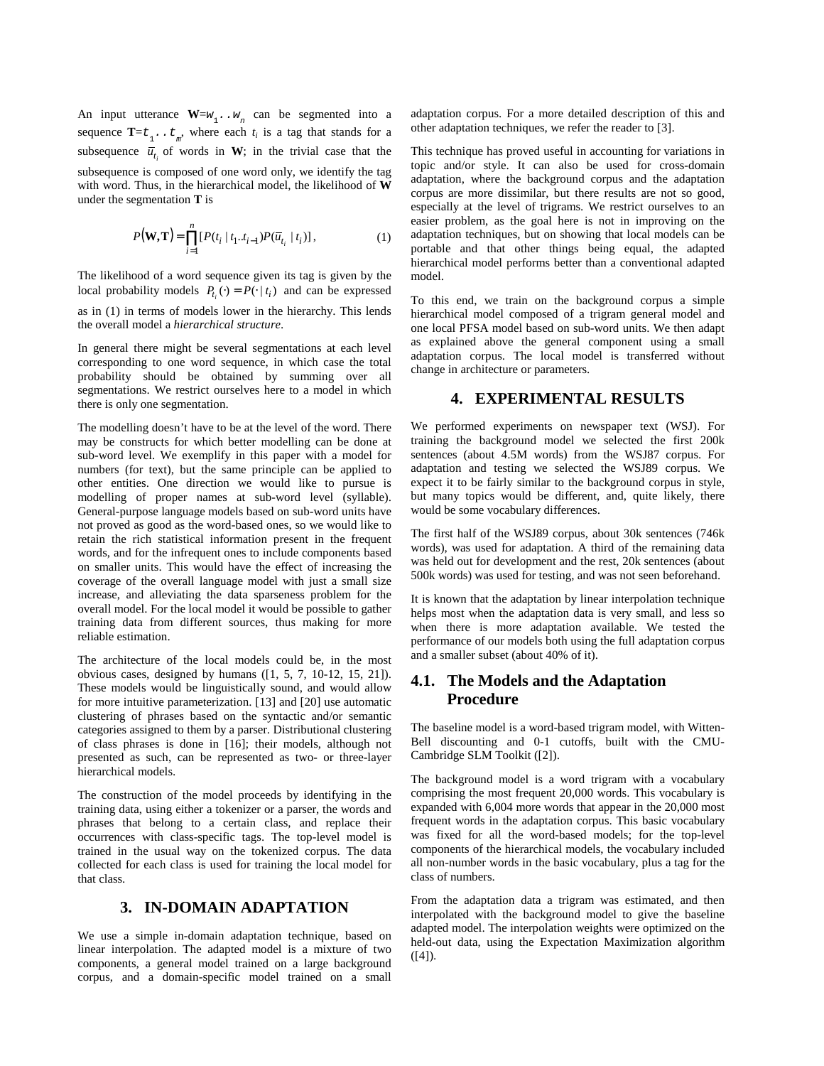An input utterance $\mathbf{W}=w_1..w_n$ can be segmented into a sequence $\mathbf{T}=t_1..t_m$, where each $t_i$ is a tag that stands for a subsequence $\bar{u}_{t_i}$ of words in $\mathbf{W}$; in the trivial case that the subsequence is composed of one word only, we identify the tag with word. Thus, in the hierarchical model, the likelihood of $\mathbf{W}$ under the segmentation $\mathbf{T}$ is

$$P(\mathbf{W},\mathbf{T}) = \prod_{i=1}^{n} [P(t_i \mid t_1..t_{i-1}) P(\bar{u}_{t_i} \mid t_i)], \qquad (1)$$

The likelihood of a word sequence given its tag is given by the local probability models $P_{t_i}(\cdot) = P(\cdot \mid t_i)$ and can be expressed as in (1) in terms of models lower in the hierarchy. This lends the overall model a *hierarchical structure*.

In general there might be several segmentations at each level corresponding to one word sequence, in which case the total probability should be obtained by summing over all segmentations. We restrict ourselves here to a model in which there is only one segmentation.

The modelling doesn't have to be at the level of the word. There may be constructs for which better modelling can be done at sub-word level. We exemplify in this paper with a model for numbers (for text), but the same principle can be applied to other entities. One direction we would like to pursue is modelling of proper names at sub-word level (syllable). General-purpose language models based on sub-word units have not proved as good as the word-based ones, so we would like to retain the rich statistical information present in the frequent words, and for the infrequent ones to include components based on smaller units. This would have the effect of increasing the coverage of the overall language model with just a small size increase, and alleviating the data sparseness problem for the overall model. For the local model it would be possible to gather training data from different sources, thus making for more reliable estimation.

The architecture of the local models could be, in the most obvious cases, designed by humans ([1, 5, 7, 10-12, 15, 21]). These models would be linguistically sound, and would allow for more intuitive parameterization. [13] and [20] use automatic clustering of phrases based on the syntactic and/or semantic categories assigned to them by a parser. Distributional clustering of class phrases is done in [16]; their models, although not presented as such, can be represented as two- or three-layer hierarchical models.

The construction of the model proceeds by identifying in the training data, using either a tokenizer or a parser, the words and phrases that belong to a certain class, and replace their occurrences with class-specific tags. The top-level model is trained in the usual way on the tokenized corpus. The data collected for each class is used for training the local model for that class.

## 3. IN-DOMAIN ADAPTATION

We use a simple in-domain adaptation technique, based on linear interpolation. The adapted model is a mixture of two components, a general model trained on a large background corpus, and a domain-specific model trained on a small adaptation corpus. For a more detailed description of this and other adaptation techniques, we refer the reader to [3].

This technique has proved useful in accounting for variations in topic and/or style. It can also be used for cross-domain adaptation, where the background corpus and the adaptation corpus are more dissimilar, but there results are not so good, especially at the level of trigrams. We restrict ourselves to an easier problem, as the goal here is not in improving on the adaptation techniques, but on showing that local models can be portable and that other things being equal, the adapted hierarchical model performs better than a conventional adapted model.

To this end, we train on the background corpus a simple hierarchical model composed of a trigram general model and one local PFSA model based on sub-word units. We then adapt as explained above the general component using a small adaptation corpus. The local model is transferred without change in architecture or parameters.

## 4. EXPERIMENTAL RESULTS

We performed experiments on newspaper text (WSJ). For training the background model we selected the first 200k sentences (about 4.5M words) from the WSJ87 corpus. For adaptation and testing we selected the WSJ89 corpus. We expect it to be fairly similar to the background corpus in style, but many topics would be different, and, quite likely, there would be some vocabulary differences.

The first half of the WSJ89 corpus, about 30k sentences (746k words), was used for adaptation. A third of the remaining data was held out for development and the rest, 20k sentences (about 500k words) was used for testing, and was not seen beforehand.

It is known that the adaptation by linear interpolation technique helps most when the adaptation data is very small, and less so when there is more adaptation available. We tested the performance of our models both using the full adaptation corpus and a smaller subset (about 40% of it).

### 4.1. The Models and the Adaptation Procedure

The baseline model is a word-based trigram model, with Witten-Bell discounting and 0-1 cutoffs, built with the CMU-Cambridge SLM Toolkit ([2]).

The background model is a word trigram with a vocabulary comprising the most frequent 20,000 words. This vocabulary is expanded with 6,004 more words that appear in the 20,000 most frequent words in the adaptation corpus. This basic vocabulary was fixed for all the word-based models; for the top-level components of the hierarchical models, the vocabulary included all non-number words in the basic vocabulary, plus a tag for the class of numbers.

From the adaptation data a trigram was estimated, and then interpolated with the background model to give the baseline adapted model. The interpolation weights were optimized on the held-out data, using the Expectation Maximization algorithm ([4]).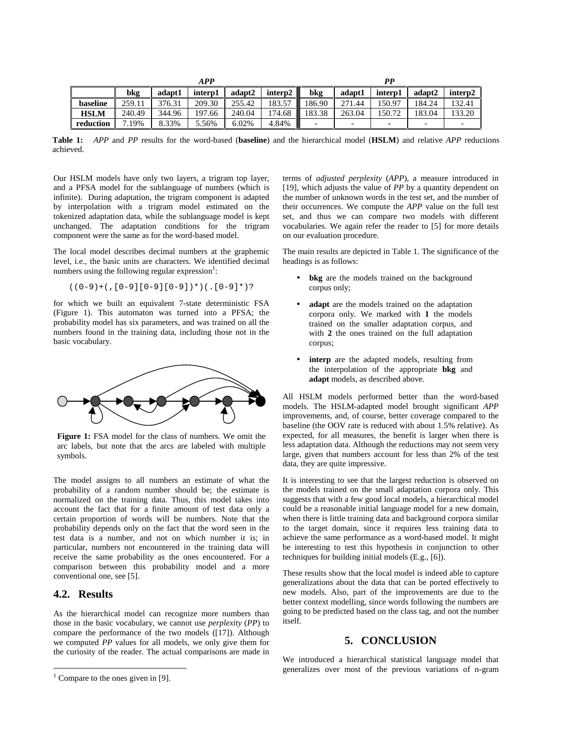| | *APP* | | | | | *PP* | | | | |
|---|---|---|---|---|---|---|---|---|---|---|
| | **bkg** | **adapt1** | **interp1** | **adapt2** | **interp2** | **bkg** | **adapt1** | **interp1** | **adapt2** | **interp2** |
| **baseline** | 259.11 | 376.31 | 209.30 | 255.42 | 183.57 | 186.90 | 271.44 | 150.97 | 184.24 | 132.41 |
| **HSLM** | 240.49 | 344.96 | 197.66 | 240.04 | 174.68 | 183.38 | 263.04 | 150.72 | 183.04 | 133.20 |
| **reduction** | 7.19% | 8.33% | 5.56% | 6.02% | 4.84% | - | - | - | - | - |

**Table 1:** *APP* and *PP* results for the word-based (**baseline**) and the hierarchical model (**HSLM**) and relative *APP* reductions achieved.

Our HSLM models have only two layers, a trigram top layer, and a PFSA model for the sublanguage of numbers (which is infinite). During adaptation, the trigram component is adapted by interpolation with a trigram model estimated on the tokenized adaptation data, while the sublanguage model is kept unchanged. The adaptation conditions for the trigram component were the same as for the word-based model.

The local model describes decimal numbers at the graphemic level, i.e., the basic units are characters. We identified decimal numbers using the following regular expression[1]:

```
((0-9)+(,[0-9][0-9][0-9])*)(.[0-9]*)?
```

for which we built an equivalent 7-state deterministic FSA (Figure 1). This automaton was turned into a PFSA; the probability model has six parameters, and was trained on all the numbers found in the training data, including those not in the basic vocabulary.

**Figure 1:** FSA model for the class of numbers. We omit the arc labels, but note that the arcs are labeled with multiple symbols.

The model assigns to all numbers an estimate of what the probability of a random number should be; the estimate is normalized on the training data. Thus, this model takes into account the fact that for a finite amount of test data only a certain proportion of words will be numbers. Note that the probability depends only on the fact that the word seen in the test data is a number, and not on which number it is; in particular, numbers not encountered in the training data will receive the same probability as the ones encountered. For a comparison between this probability model and a more conventional one, see [5].

## 4.2. Results

As the hierarchical model can recognize more numbers than those in the basic vocabulary, we cannot use *perplexity* (*PP*) to compare the performance of the two models ([17]). Although we computed *PP* values for all models, we only give them for the curiosity of the reader. The actual comparisons are made in terms of *adjusted perplexity* (*APP*), a measure introduced in [19], which adjusts the value of *PP* by a quantity dependent on the number of unknown words in the test set, and the number of their occurrences. We compute the *APP* value on the full test set, and thus we can compare two models with different vocabularies. We again refer the reader to [5] for more details on our evaluation procedure.

The main results are depicted in Table 1. The significance of the headings is as follows:

- **bkg** are the models trained on the background corpus only;
- **adapt** are the models trained on the adaptation corpora only. We marked with **1** the models trained on the smaller adaptation corpus, and with **2** the ones trained on the full adaptation corpus;
- **interp** are the adapted models, resulting from the interpolation of the appropriate **bkg** and **adapt** models, as described above.

All HSLM models performed better than the word-based models. The HSLM-adapted model brought significant *APP* improvements, and, of course, better coverage compared to the baseline (the OOV rate is reduced with about 1.5% relative). As expected, for all measures, the benefit is larger when there is less adaptation data. Although the reductions may not seem very large, given that numbers account for less than 2% of the test data, they are quite impressive.

It is interesting to see that the largest reduction is observed on the models trained on the small adaptation corpora only. This suggests that with a few good local models, a hierarchical model could be a reasonable initial language model for a new domain, when there is little training data and background corpora similar to the target domain, since it requires less training data to achieve the same performance as a word-based model. It might be interesting to test this hypothesis in conjunction to other techniques for building initial models (E.g., [6]).

These results show that the local model is indeed able to capture generalizations about the data that can be ported effectively to new models. Also, part of the improvements are due to the better context modelling, since words following the numbers are going to be predicted based on the class tag, and not the number itself.

# 5. CONCLUSION

We introduced a hierarchical statistical language model that generalizes over most of the previous variations of n-gram

[1] Compare to the ones given in [9].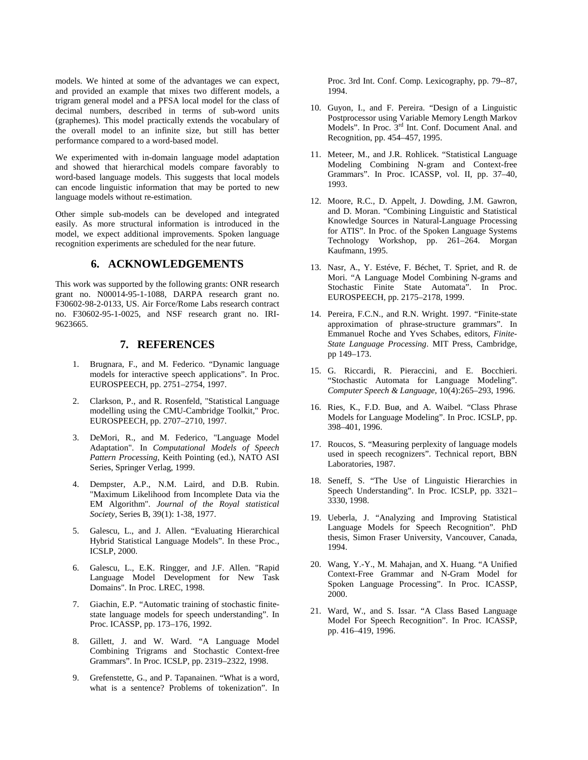models. We hinted at some of the advantages we can expect, and provided an example that mixes two different models, a trigram general model and a PFSA local model for the class of decimal numbers, described in terms of sub-word units (graphemes). This model practically extends the vocabulary of the overall model to an infinite size, but still has better performance compared to a word-based model.

We experimented with in-domain language model adaptation and showed that hierarchical models compare favorably to word-based language models. This suggests that local models can encode linguistic information that may be ported to new language models without re-estimation.

Other simple sub-models can be developed and integrated easily. As more structural information is introduced in the model, we expect additional improvements. Spoken language recognition experiments are scheduled for the near future.

## 6. ACKNOWLEDGEMENTS

This work was supported by the following grants: ONR research grant no. N00014-95-1-1088, DARPA research grant no. F30602-98-2-0133, US. Air Force/Rome Labs research contract no. F30602-95-1-0025, and NSF research grant no. IRI-9623665.

## 7. REFERENCES

1. Brugnara, F., and M. Federico. "Dynamic language models for interactive speech applications". In Proc. EUROSPEECH, pp. 2751–2754, 1997.
2. Clarkson, P., and R. Rosenfeld, "Statistical Language modelling using the CMU-Cambridge Toolkit," Proc. EUROSPEECH, pp. 2707–2710, 1997.
3. DeMori, R., and M. Federico, "Language Model Adaptation". In *Computational Models of Speech Pattern Processing*, Keith Pointing (ed.), NATO ASI Series, Springer Verlag, 1999.
4. Dempster, A.P., N.M. Laird, and D.B. Rubin. "Maximum Likelihood from Incomplete Data via the EM Algorithm". *Journal of the Royal statistical Society*, Series B, 39(1): 1-38, 1977.
5. Galescu, L., and J. Allen. "Evaluating Hierarchical Hybrid Statistical Language Models". In these Proc., ICSLP, 2000.
6. Galescu, L., E.K. Ringger, and J.F. Allen. "Rapid Language Model Development for New Task Domains". In Proc. LREC, 1998.
7. Giachin, E.P. "Automatic training of stochastic finite-state language models for speech understanding". In Proc. ICASSP, pp. 173–176, 1992.
8. Gillett, J. and W. Ward. "A Language Model Combining Trigrams and Stochastic Context-free Grammars". In Proc. ICSLP, pp. 2319–2322, 1998.
9. Grefenstette, G., and P. Tapanainen. "What is a word, what is a sentence? Problems of tokenization". In Proc. 3rd Int. Conf. Comp. Lexicography, pp. 79--87, 1994.
10. Guyon, I., and F. Pereira. "Design of a Linguistic Postprocessor using Variable Memory Length Markov Models". In Proc. 3rd Int. Conf. Document Anal. and Recognition, pp. 454–457, 1995.
11. Meteer, M., and J.R. Rohlicek. "Statistical Language Modeling Combining N-gram and Context-free Grammars". In Proc. ICASSP, vol. II, pp. 37–40, 1993.
12. Moore, R.C., D. Appelt, J. Dowding, J.M. Gawron, and D. Moran. "Combining Linguistic and Statistical Knowledge Sources in Natural-Language Processing for ATIS". In Proc. of the Spoken Language Systems Technology Workshop, pp. 261–264. Morgan Kaufmann, 1995.
13. Nasr, A., Y. Estéve, F. Béchet, T. Spriet, and R. de Mori. "A Language Model Combining N-grams and Stochastic Finite State Automata". In Proc. EUROSPEECH, pp. 2175–2178, 1999.
14. Pereira, F.C.N., and R.N. Wright. 1997. "Finite-state approximation of phrase-structure grammars". In Emmanuel Roche and Yves Schabes, editors, *Finite-State Language Processing*. MIT Press, Cambridge, pp 149–173.
15. G. Riccardi, R. Pieraccini, and E. Bocchieri. "Stochastic Automata for Language Modeling". *Computer Speech & Language*, 10(4):265–293, 1996.
16. Ries, K., F.D. Buø, and A. Waibel. "Class Phrase Models for Language Modeling". In Proc. ICSLP, pp. 398–401, 1996.
17. Roucos, S. "Measuring perplexity of language models used in speech recognizers". Technical report, BBN Laboratories, 1987.
18. Seneff, S. "The Use of Linguistic Hierarchies in Speech Understanding". In Proc. ICSLP, pp. 3321–3330, 1998.
19. Ueberla, J. "Analyzing and Improving Statistical Language Models for Speech Recognition". PhD thesis, Simon Fraser University, Vancouver, Canada, 1994.
20. Wang, Y.-Y., M. Mahajan, and X. Huang. "A Unified Context-Free Grammar and N-Gram Model for Spoken Language Processing". In Proc. ICASSP, 2000.
21. Ward, W., and S. Issar. "A Class Based Language Model For Speech Recognition". In Proc. ICASSP, pp. 416–419, 1996.